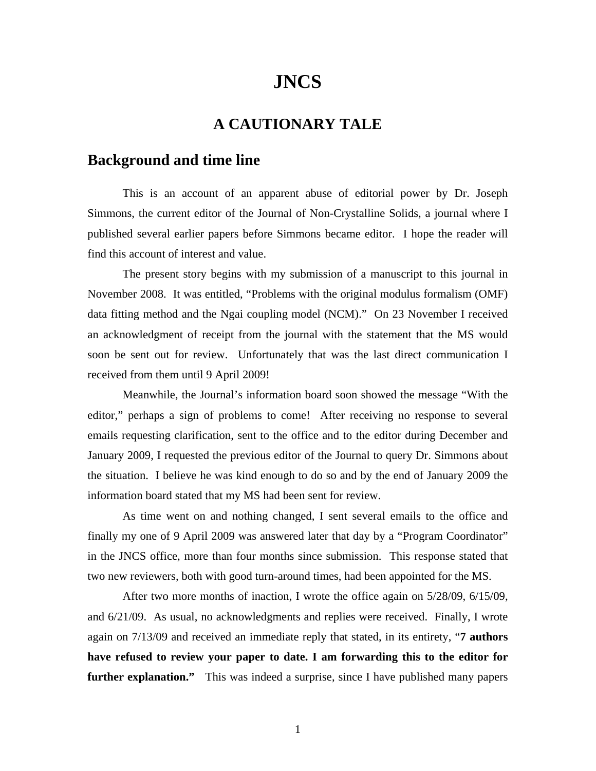# JNCS

## A CAUTIONARY TALE

### Background and time line

This is an account of an apparent abuse of editorial power by Dr. Joseph Simmons, the current editor of the Journal of Non-Crystalline Solids, a journal where I published several earlier papers before Simmons became editor. I hope the reader will find this account of interest and value.

The present story begins with my submission of a manuscript to this journal in November 2008. It was entitled, "Problems with the original modulus formalism (OMF) data fitting method and the Ngai coupling model (NCM)." On 23 November I received an acknowledgment of receipt from the journal with the statement that the MS would soon be sent out for review. Unfortunately that was the last direct communication I received from them until 9 April 2009!

Meanwhile, the Journal's information board soon showed the message "With the editor," perhaps a sign of problems to come! After receiving no response to several emails requesting clarification, sent to the office and to the editor during December and January 2009, I requested the previous editor of the Journal to query Dr. Simmons about the situation. I believe he was kind enough to do so and by the end of January 2009 the information board stated that my MS had been sent for review.

As time went on and nothing changed, I sent several emails to the office and finally my one of 9 April 2009 was answered later that day by a "Program Coordinator" in the JNCS office, more than four months since submission. This response stated that two new reviewers, both with good turn-around times, had been appointed for the MS.

After two more months of inaction, I wrote the office again on 5/28/09, 6/15/09, and 6/21/09. As usual, no acknowledgments and replies were received. Finally, I wrote again on 7/13/09 and received an immediate reply that stated, in its entirety, "**7 authors have refused to review your paper to date. I am forwarding this to the editor for further explanation.**" This was indeed a surprise, since I have published many papers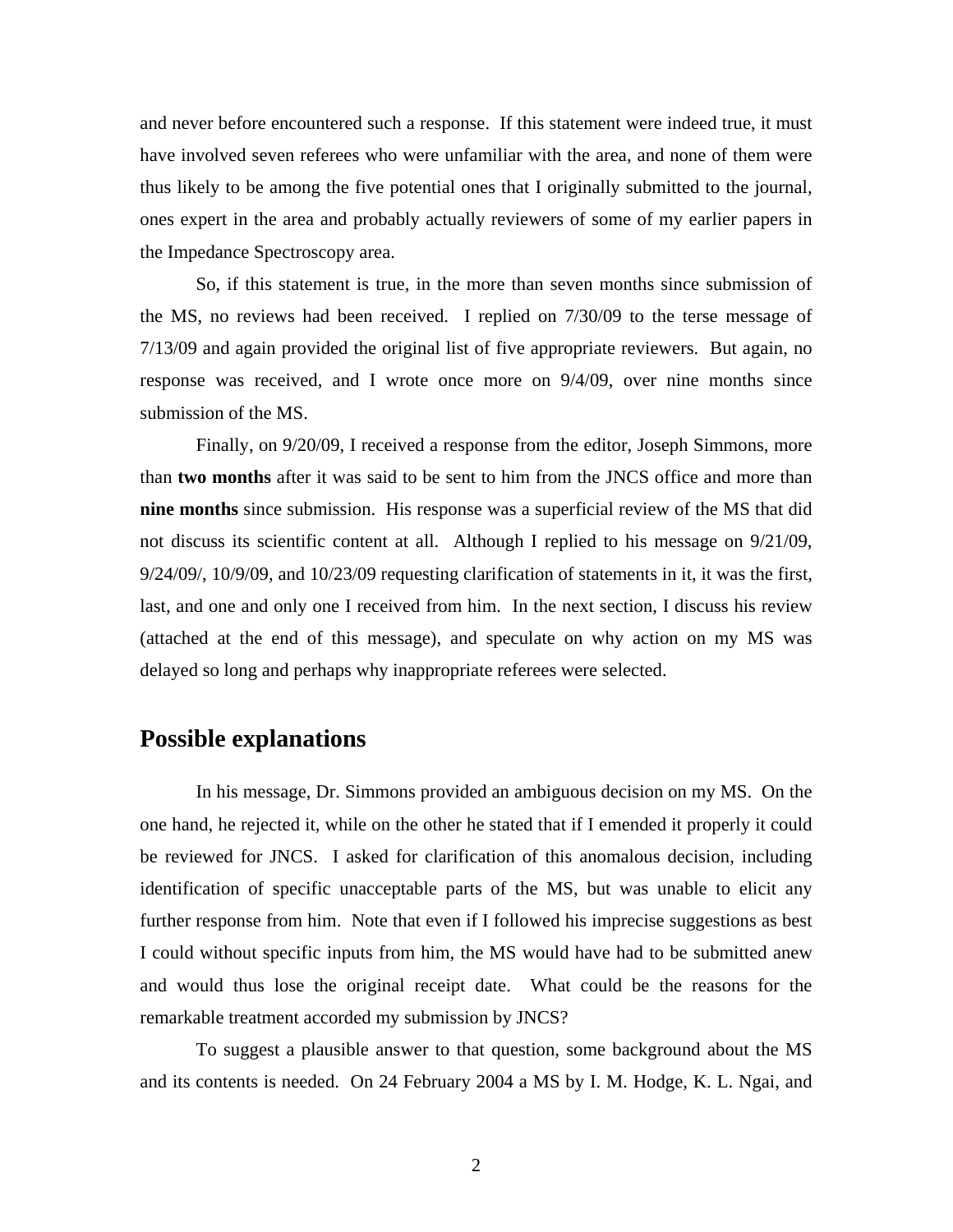and never before encountered such a response. If this statement were indeed true, it must have involved seven referees who were unfamiliar with the area, and none of them were thus likely to be among the five potential ones that I originally submitted to the journal, ones expert in the area and probably actually reviewers of some of my earlier papers in the Impedance Spectroscopy area.

So, if this statement is true, in the more than seven months since submission of the MS, no reviews had been received. I replied on 7/30/09 to the terse message of 7/13/09 and again provided the original list of five appropriate reviewers. But again, no response was received, and I wrote once more on 9/4/09, over nine months since submission of the MS.

Finally, on 9/20/09, I received a response from the editor, Joseph Simmons, more than **two months** after it was said to be sent to him from the JNCS office and more than **nine months** since submission. His response was a superficial review of the MS that did not discuss its scientific content at all. Although I replied to his message on 9/21/09, 9/24/09/, 10/9/09, and 10/23/09 requesting clarification of statements in it, it was the first, last, and one and only one I received from him. In the next section, I discuss his review (attached at the end of this message), and speculate on why action on my MS was delayed so long and perhaps why inappropriate referees were selected.

## Possible explanations

In his message, Dr. Simmons provided an ambiguous decision on my MS. On the one hand, he rejected it, while on the other he stated that if I emended it properly it could be reviewed for JNCS. I asked for clarification of this anomalous decision, including identification of specific unacceptable parts of the MS, but was unable to elicit any further response from him. Note that even if I followed his imprecise suggestions as best I could without specific inputs from him, the MS would have had to be submitted anew and would thus lose the original receipt date. What could be the reasons for the remarkable treatment accorded my submission by JNCS?

To suggest a plausible answer to that question, some background about the MS and its contents is needed. On 24 February 2004 a MS by I. M. Hodge, K. L. Ngai, and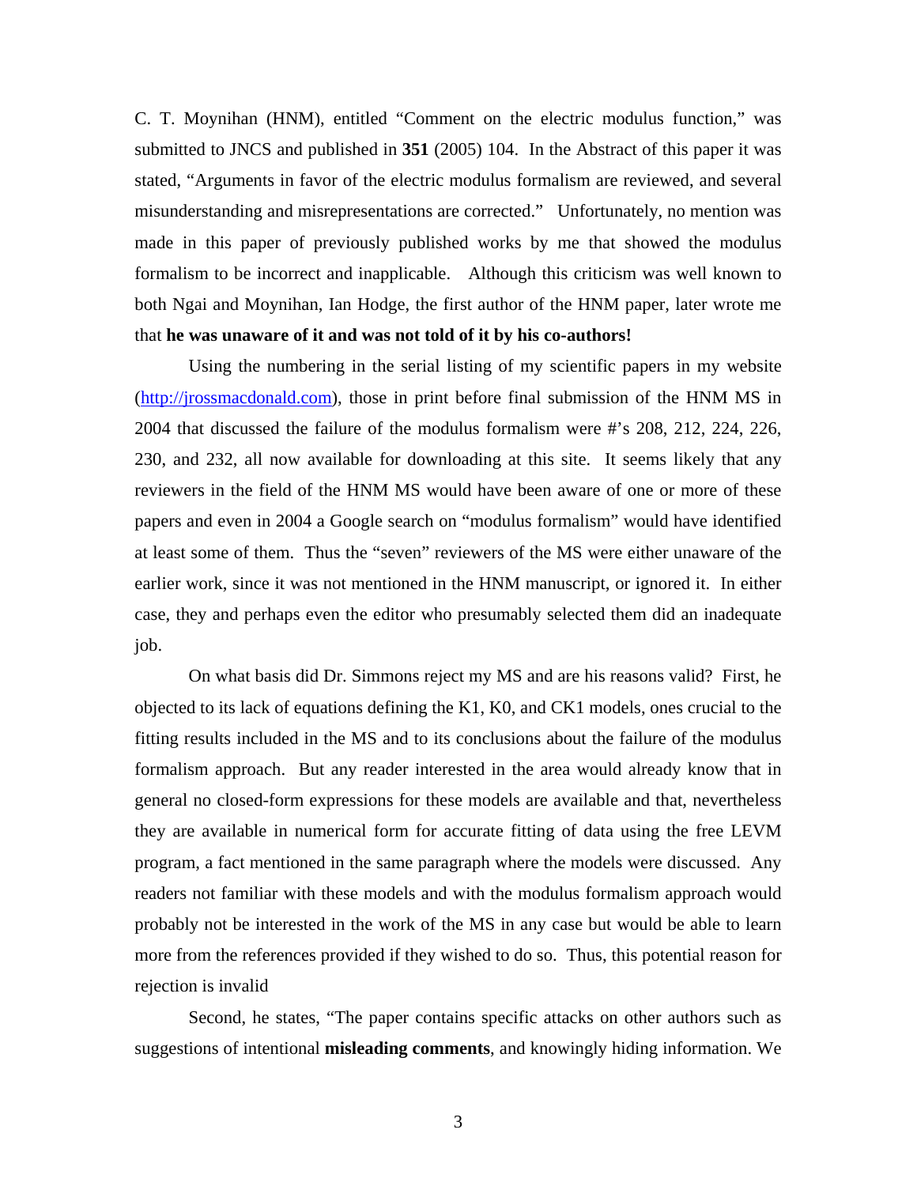C. T. Moynihan (HNM), entitled "Comment on the electric modulus function," was submitted to JNCS and published in **351** (2005) 104. In the Abstract of this paper it was stated, "Arguments in favor of the electric modulus formalism are reviewed, and several misunderstanding and misrepresentations are corrected." Unfortunately, no mention was made in this paper of previously published works by me that showed the modulus formalism to be incorrect and inapplicable. Although this criticism was well known to both Ngai and Moynihan, Ian Hodge, the first author of the HNM paper, later wrote me that **he was unaware of it and was not told of it by his co-authors!**

Using the numbering in the serial listing of my scientific papers in my website (http://jrossmacdonald.com), those in print before final submission of the HNM MS in 2004 that discussed the failure of the modulus formalism were #'s 208, 212, 224, 226, 230, and 232, all now available for downloading at this site. It seems likely that any reviewers in the field of the HNM MS would have been aware of one or more of these papers and even in 2004 a Google search on "modulus formalism" would have identified at least some of them. Thus the "seven" reviewers of the MS were either unaware of the earlier work, since it was not mentioned in the HNM manuscript, or ignored it. In either case, they and perhaps even the editor who presumably selected them did an inadequate job.

On what basis did Dr. Simmons reject my MS and are his reasons valid? First, he objected to its lack of equations defining the K1, K0, and CK1 models, ones crucial to the fitting results included in the MS and to its conclusions about the failure of the modulus formalism approach. But any reader interested in the area would already know that in general no closed-form expressions for these models are available and that, nevertheless they are available in numerical form for accurate fitting of data using the free LEVM program, a fact mentioned in the same paragraph where the models were discussed. Any readers not familiar with these models and with the modulus formalism approach would probably not be interested in the work of the MS in any case but would be able to learn more from the references provided if they wished to do so. Thus, this potential reason for rejection is invalid

Second, he states, "The paper contains specific attacks on other authors such as suggestions of intentional **misleading comments**, and knowingly hiding information. We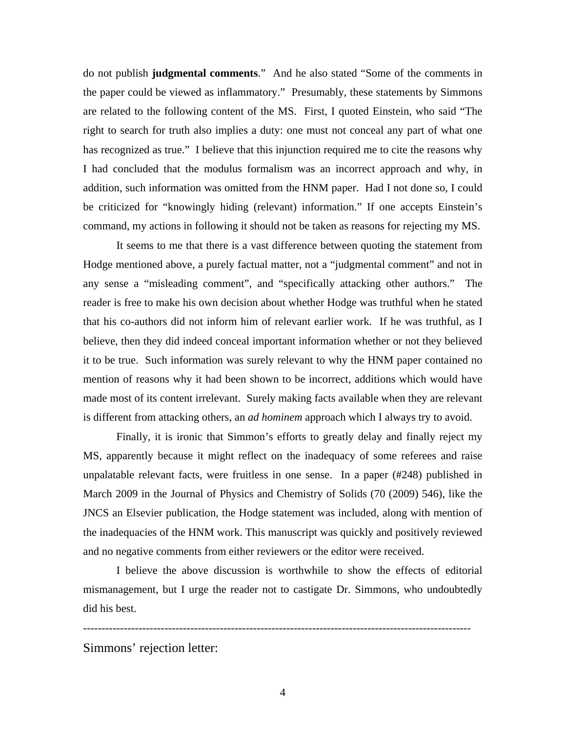do not publish **judgmental comments**." And he also stated "Some of the comments in the paper could be viewed as inflammatory." Presumably, these statements by Simmons are related to the following content of the MS. First, I quoted Einstein, who said "The right to search for truth also implies a duty: one must not conceal any part of what one has recognized as true." I believe that this injunction required me to cite the reasons why I had concluded that the modulus formalism was an incorrect approach and why, in addition, such information was omitted from the HNM paper. Had I not done so, I could be criticized for "knowingly hiding (relevant) information." If one accepts Einstein's command, my actions in following it should not be taken as reasons for rejecting my MS.

It seems to me that there is a vast difference between quoting the statement from Hodge mentioned above, a purely factual matter, not a "judgmental comment" and not in any sense a "misleading comment", and "specifically attacking other authors." The reader is free to make his own decision about whether Hodge was truthful when he stated that his co-authors did not inform him of relevant earlier work. If he was truthful, as I believe, then they did indeed conceal important information whether or not they believed it to be true. Such information was surely relevant to why the HNM paper contained no mention of reasons why it had been shown to be incorrect, additions which would have made most of its content irrelevant. Surely making facts available when they are relevant is different from attacking others, an *ad hominem* approach which I always try to avoid.

Finally, it is ironic that Simmon's efforts to greatly delay and finally reject my MS, apparently because it might reflect on the inadequacy of some referees and raise unpalatable relevant facts, were fruitless in one sense. In a paper (#248) published in March 2009 in the Journal of Physics and Chemistry of Solids (70 (2009) 546), like the JNCS an Elsevier publication, the Hodge statement was included, along with mention of the inadequacies of the HNM work. This manuscript was quickly and positively reviewed and no negative comments from either reviewers or the editor were received.

I believe the above discussion is worthwhile to show the effects of editorial mismanagement, but I urge the reader not to castigate Dr. Simmons, who undoubtedly did his best.

---

Simmons' rejection letter: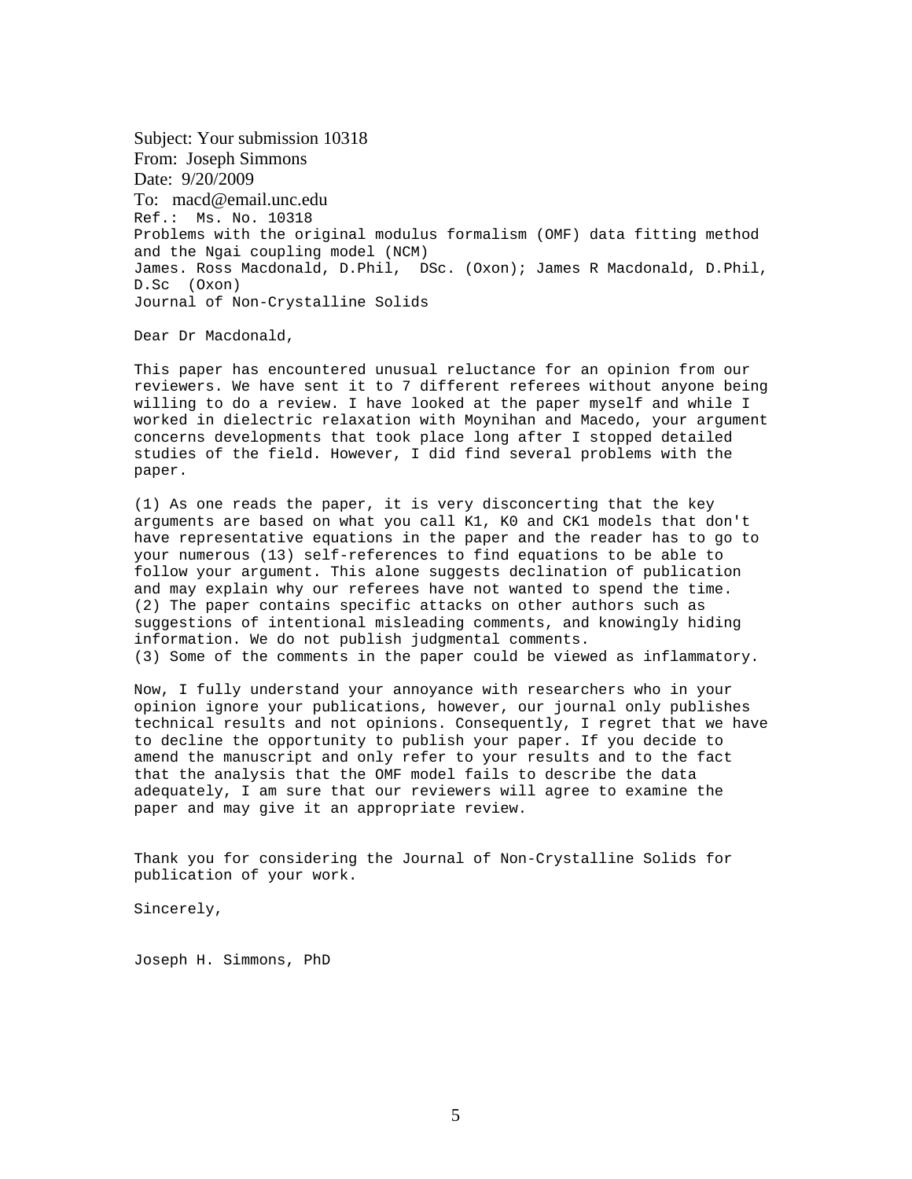Subject: Your submission 10318
From: Joseph Simmons
Date: 9/20/2009
To: macd@email.unc.edu
Ref.: Ms. No. 10318
Problems with the original modulus formalism (OMF) data fitting method and the Ngai coupling model (NCM)
James. Ross Macdonald, D.Phil, DSc. (Oxon); James R Macdonald, D.Phil, D.Sc (Oxon)
Journal of Non-Crystalline Solids

Dear Dr Macdonald,

This paper has encountered unusual reluctance for an opinion from our reviewers. We have sent it to 7 different referees without anyone being willing to do a review. I have looked at the paper myself and while I worked in dielectric relaxation with Moynihan and Macedo, your argument concerns developments that took place long after I stopped detailed studies of the field. However, I did find several problems with the paper.

(1) As one reads the paper, it is very disconcerting that the key arguments are based on what you call K1, K0 and CK1 models that don't have representative equations in the paper and the reader has to go to your numerous (13) self-references to find equations to be able to follow your argument. This alone suggests declination of publication and may explain why our referees have not wanted to spend the time.
(2) The paper contains specific attacks on other authors such as suggestions of intentional misleading comments, and knowingly hiding information. We do not publish judgmental comments.
(3) Some of the comments in the paper could be viewed as inflammatory.

Now, I fully understand your annoyance with researchers who in your opinion ignore your publications, however, our journal only publishes technical results and not opinions. Consequently, I regret that we have to decline the opportunity to publish your paper. If you decide to amend the manuscript and only refer to your results and to the fact that the analysis that the OMF model fails to describe the data adequately, I am sure that our reviewers will agree to examine the paper and may give it an appropriate review.

Thank you for considering the Journal of Non-Crystalline Solids for publication of your work.

Sincerely,

Joseph H. Simmons, PhD